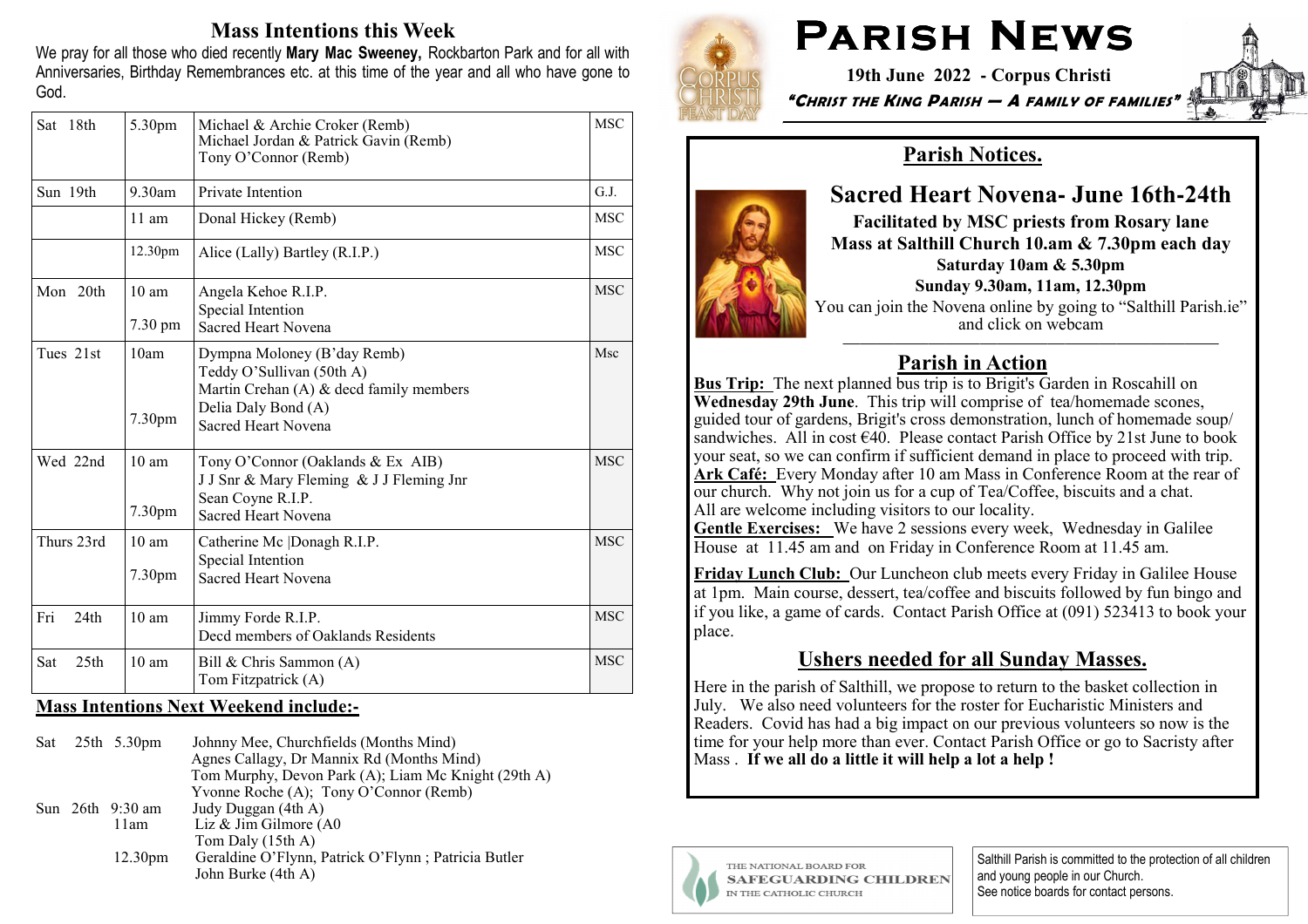## Mass Intentions this Week

We pray for all those who died recently **Mary Mac Sweeney,** Rockbarton Park and for all with Anniversaries, Birthday Remembrances etc. at this time of the year and all who have gone to God.

| Day | Time | Intention | Celebrant |
|---|---|---|---|
| Sat 18th | 5.30pm | Michael & Archie Croker (Remb)<br>Michael Jordan & Patrick Gavin (Remb)<br>Tony O'Connor (Remb) | MSC |
| Sun 19th | 9.30am | Private Intention | G.J. |
| | 11 am | Donal Hickey (Remb) | MSC |
| | 12.30pm | Alice (Lally) Bartley (R.I.P.) | MSC |
| Mon 20th | 10 am<br>7.30 pm | Angela Kehoe R.I.P.<br>Special Intention<br>Sacred Heart Novena | MSC |
| Tues 21st | 10am<br>7.30pm | Dympna Moloney (B'day Remb)<br>Teddy O'Sullivan (50th A)<br>Martin Crehan (A) & decd family members<br>Delia Daly Bond (A)<br>Sacred Heart Novena | Msc |
| Wed 22nd | 10 am<br>7.30pm | Tony O'Connor (Oaklands & Ex AIB)<br>J J Snr & Mary Fleming & J J Fleming Jnr<br>Sean Coyne R.I.P.<br>Sacred Heart Novena | MSC |
| Thurs 23rd | 10 am<br>7.30pm | Catherine Mc Donagh R.I.P.<br>Special Intention<br>Sacred Heart Novena | MSC |
| Fri 24th | 10 am | Jimmy Forde R.I.P.<br>Decd members of Oaklands Residents | MSC |
| Sat 25th | 10 am | Bill & Chris Sammon (A)<br>Tom Fitzpatrick (A) | MSC |

### Mass Intentions Next Weekend include:-

Sat 25th 5.30pm
- Johnny Mee, Churchfields (Months Mind)
- Agnes Callagy, Dr Mannix Rd (Months Mind)
- Tom Murphy, Devon Park (A); Liam Mc Knight (29th A)
- Yvonne Roche (A); Tony O'Connor (Remb)

Sun 26th 9:30 am
- Judy Duggan (4th A)

11am
- Liz & Jim Gilmore (A0
- Tom Daly (15th A)

12.30pm
- Geraldine O'Flynn, Patrick O'Flynn ; Patricia Butler
- John Burke (4th A)

# PARISH NEWS

**19th June 2022 - Corpus Christi**

***"CHRIST THE KING PARISH — A FAMILY OF FAMILIES"***

## Parish Notices.

### Sacred Heart Novena- June 16th-24th

**Facilitated by MSC priests from Rosary lane**
**Mass at Salthill Church 10.am & 7.30pm each day**
**Saturday 10am & 5.30pm**
**Sunday 9.30am, 11am, 12.30pm**

You can join the Novena online by going to "Salthill Parish.ie" and click on webcam

## Parish in Action

**Bus Trip:** The next planned bus trip is to Brigit's Garden in Roscahill on **Wednesday 29th June**. This trip will comprise of tea/homemade scones, guided tour of gardens, Brigit's cross demonstration, lunch of homemade soup/ sandwiches. All in cost €40. Please contact Parish Office by 21st June to book your seat, so we can confirm if sufficient demand in place to proceed with trip.

**Ark Café:** Every Monday after 10 am Mass in Conference Room at the rear of our church. Why not join us for a cup of Tea/Coffee, biscuits and a chat. All are welcome including visitors to our locality.

**Gentle Exercises:** We have 2 sessions every week, Wednesday in Galilee House at 11.45 am and on Friday in Conference Room at 11.45 am.

**Friday Lunch Club:** Our Luncheon club meets every Friday in Galilee House at 1pm. Main course, dessert, tea/coffee and biscuits followed by fun bingo and if you like, a game of cards. Contact Parish Office at (091) 523413 to book your place.

## Ushers needed for all Sunday Masses.

Here in the parish of Salthill, we propose to return to the basket collection in July. We also need volunteers for the roster for Eucharistic Ministers and Readers. Covid has had a big impact on our previous volunteers so now is the time for your help more than ever. Contact Parish Office or go to Sacristy after Mass . **If we all do a little it will help a lot a help !**

THE NATIONAL BOARD FOR SAFEGUARDING CHILDREN IN THE CATHOLIC CHURCH

Salthill Parish is committed to the protection of all children and young people in our Church. See notice boards for contact persons.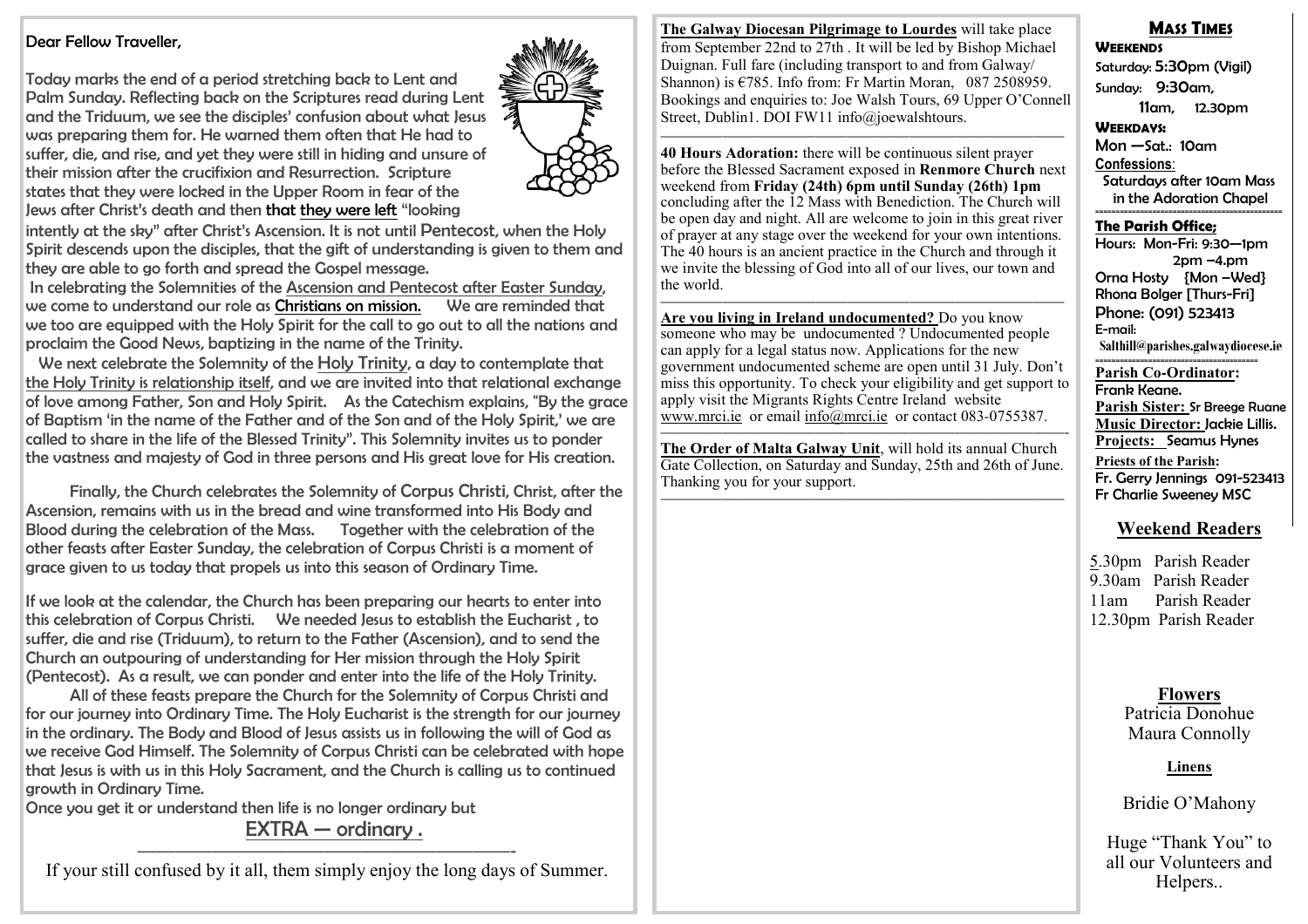Dear Fellow Traveller,

Today marks the end of a period stretching back to Lent and Palm Sunday. Reflecting back on the Scriptures read during Lent and the Triduum, we see the disciples' confusion about what Jesus was preparing them for. He warned them often that He had to suffer, die, and rise, and yet they were still in hiding and unsure of their mission after the crucifixion and Resurrection. Scripture states that they were locked in the Upper Room in fear of the Jews after Christ's death and then that they were left "looking intently at the sky" after Christ's Ascension. It is not until Pentecost, when the Holy Spirit descends upon the disciples, that the gift of understanding is given to them and they are able to go forth and spread the Gospel message.

In celebrating the Solemnities of the Ascension and Pentecost after Easter Sunday, we come to understand our role as Christians on mission. We are reminded that we too are equipped with the Holy Spirit for the call to go out to all the nations and proclaim the Good News, baptizing in the name of the Trinity.

We next celebrate the Solemnity of the Holy Trinity, a day to contemplate that the Holy Trinity is relationship itself, and we are invited into that relational exchange of love among Father, Son and Holy Spirit. As the Catechism explains, "By the grace of Baptism 'in the name of the Father and of the Son and of the Holy Spirit,' we are called to share in the life of the Blessed Trinity". This Solemnity invites us to ponder the vastness and majesty of God in three persons and His great love for His creation.

Finally, the Church celebrates the Solemnity of Corpus Christi, Christ, after the Ascension, remains with us in the bread and wine transformed into His Body and Blood during the celebration of the Mass. Together with the celebration of the other feasts after Easter Sunday, the celebration of Corpus Christi is a moment of grace given to us today that propels us into this season of Ordinary Time.

If we look at the calendar, the Church has been preparing our hearts to enter into this celebration of Corpus Christi. We needed Jesus to establish the Eucharist , to suffer, die and rise (Triduum), to return to the Father (Ascension), and to send the Church an outpouring of understanding for Her mission through the Holy Spirit (Pentecost). As a result, we can ponder and enter into the life of the Holy Trinity.

All of these feasts prepare the Church for the Solemnity of Corpus Christi and for our journey into Ordinary Time. The Holy Eucharist is the strength for our journey in the ordinary. The Body and Blood of Jesus assists us in following the will of God as we receive God Himself. The Solemnity of Corpus Christi can be celebrated with hope that Jesus is with us in this Holy Sacrament, and the Church is calling us to continued growth in Ordinary Time.

Once you get it or understand then life is no longer ordinary but

**EXTRA — ordinary .**

---

If your still confused by it all, them simply enjoy the long days of Summer.

---

**The Galway Diocesan Pilgrimage to Lourdes** will take place from September 22nd to 27th . It will be led by Bishop Michael Duignan. Full fare (including transport to and from Galway/ Shannon) is €785. Info from: Fr Martin Moran, 087 2508959. Bookings and enquiries to: Joe Walsh Tours, 69 Upper O'Connell Street, Dublin1. DOI FW11 info@joewalshtours.

---

**40 Hours Adoration:** there will be continuous silent prayer before the Blessed Sacrament exposed in **Renmore Church** next weekend from **Friday (24th) 6pm until Sunday (26th) 1pm** concluding after the 12 Mass with Benediction. The Church will be open day and night. All are welcome to join in this great river of prayer at any stage over the weekend for your own intentions. The 40 hours is an ancient practice in the Church and through it we invite the blessing of God into all of our lives, our town and the world.

---

**Are you living in Ireland undocumented?** Do you know someone who may be undocumented ? Undocumented people can apply for a legal status now. Applications for the new government undocumented scheme are open until 31 July. Don't miss this opportunity. To check your eligibility and get support to apply visit the Migrants Rights Centre Ireland website www.mrci.ie or email info@mrci.ie or contact 083-0755387.

---

**The Order of Malta Galway Unit**, will hold its annual Church Gate Collection, on Saturday and Sunday, 25th and 26th of June. Thanking you for your support.

---

## Mass Times

**Weekends**

Saturday: 5:30pm (Vigil)

Sunday: 9:30am, 11am, 12.30pm

**Weekdays:**

Mon —Sat.: 10am

**Confessions**:

Saturdays after 10am Mass in the Adoration Chapel

---

**The Parish Office;**

Hours: Mon-Fri: 9:30—1pm, 2pm –4.pm

Orna Hosty {Mon –Wed}

Rhona Bolger [Thurs-Fri]

Phone: (091) 523413

E-mail: Salthill@parishes.galwaydiocese.ie

---

**Parish Co-Ordinator:** Frank Keane.

**Parish Sister:** Sr Breege Ruane

**Music Director:** Jackie Lillis.

**Projects:** Seamus Hynes

**Priests of the Parish:**

Fr. Gerry Jennings 091-523413

Fr Charlie Sweeney MSC

## Weekend Readers

5.30pm Parish Reader

9.30am Parish Reader

11am Parish Reader

12.30pm Parish Reader

**Flowers**

Patricia Donohue

Maura Connolly

**Linens**

Bridie O'Mahony

Huge "Thank You" to all our Volunteers and Helpers..